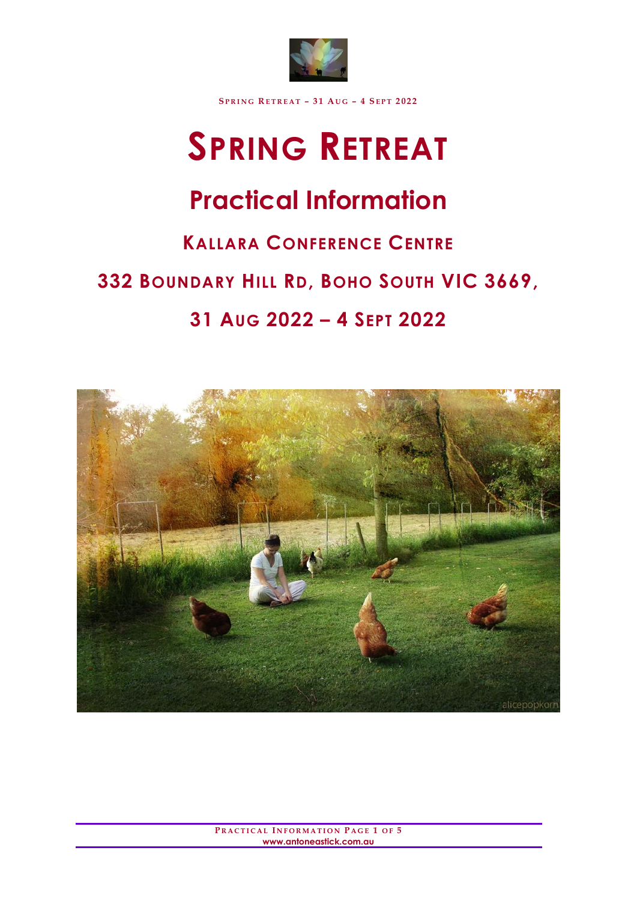# SPRING RETREAT

## Practical Information

### KALLARA CONFERENCE CENTRE

### 332 BOUNDARY HILL RD, BOHO SOUTH VIC 3669,

### 31 AUG 2022 – 4 SEPT 2022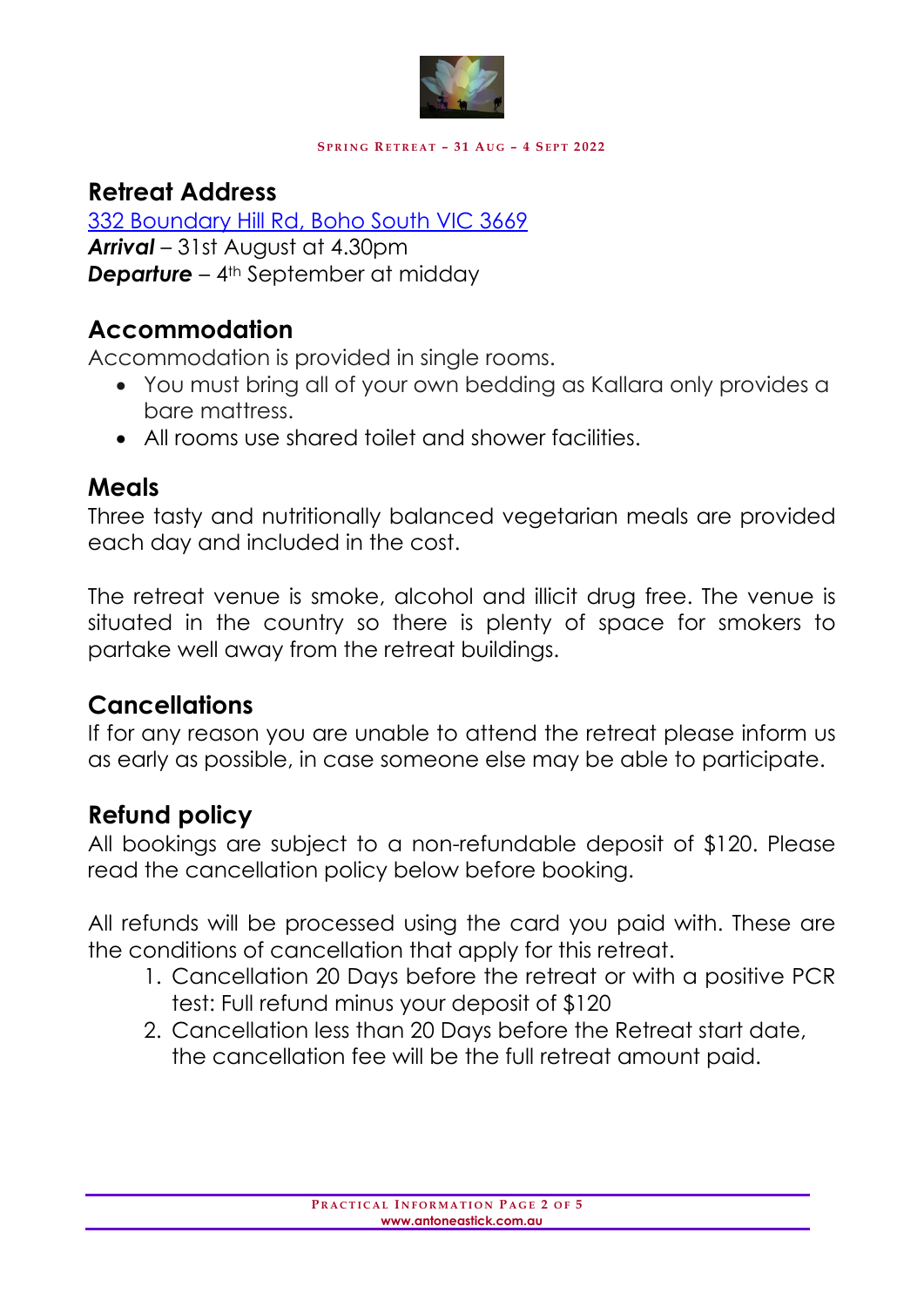## Retreat Address

[332 Boundary Hill Rd, Boho South VIC 3669]

***Arrival*** – 31st August at 4.30pm

***Departure*** – 4th September at midday

## Accommodation

Accommodation is provided in single rooms.

- You must bring all of your own bedding as Kallara only provides a bare mattress.
- All rooms use shared toilet and shower facilities.

## Meals

Three tasty and nutritionally balanced vegetarian meals are provided each day and included in the cost.

The retreat venue is smoke, alcohol and illicit drug free. The venue is situated in the country so there is plenty of space for smokers to partake well away from the retreat buildings.

## Cancellations

If for any reason you are unable to attend the retreat please inform us as early as possible, in case someone else may be able to participate.

## Refund policy

All bookings are subject to a non-refundable deposit of $120. Please read the cancellation policy below before booking.

All refunds will be processed using the card you paid with. These are the conditions of cancellation that apply for this retreat.

1. Cancellation 20 Days before the retreat or with a positive PCR test: Full refund minus your deposit of $120
2. Cancellation less than 20 Days before the Retreat start date, the cancellation fee will be the full retreat amount paid.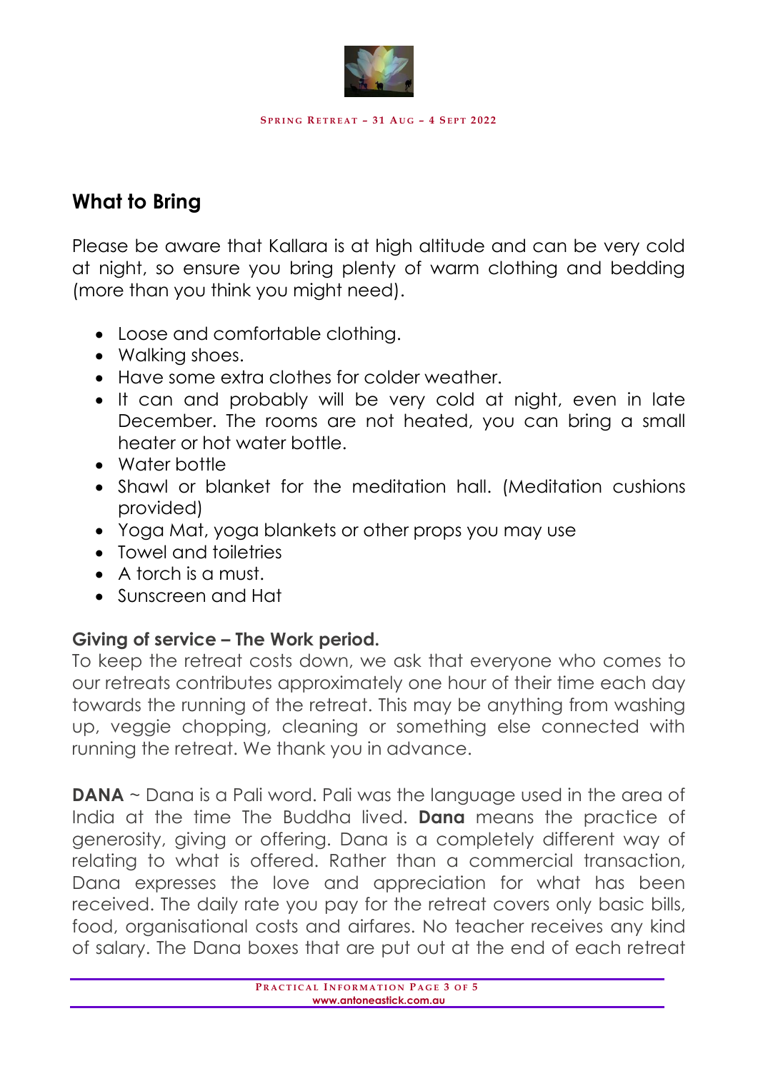## What to Bring

Please be aware that Kallara is at high altitude and can be very cold at night, so ensure you bring plenty of warm clothing and bedding (more than you think you might need).

- Loose and comfortable clothing.
- Walking shoes.
- Have some extra clothes for colder weather.
- It can and probably will be very cold at night, even in late December. The rooms are not heated, you can bring a small heater or hot water bottle.
- Water bottle
- Shawl or blanket for the meditation hall. (Meditation cushions provided)
- Yoga Mat, yoga blankets or other props you may use
- Towel and toiletries
- A torch is a must.
- Sunscreen and Hat

### Giving of service – The Work period.

To keep the retreat costs down, we ask that everyone who comes to our retreats contributes approximately one hour of their time each day towards the running of the retreat. This may be anything from washing up, veggie chopping, cleaning or something else connected with running the retreat. We thank you in advance.

**DANA** ~ Dana is a Pali word. Pali was the language used in the area of India at the time The Buddha lived. **Dana** means the practice of generosity, giving or offering. Dana is a completely different way of relating to what is offered. Rather than a commercial transaction, Dana expresses the love and appreciation for what has been received. The daily rate you pay for the retreat covers only basic bills, food, organisational costs and airfares. No teacher receives any kind of salary. The Dana boxes that are put out at the end of each retreat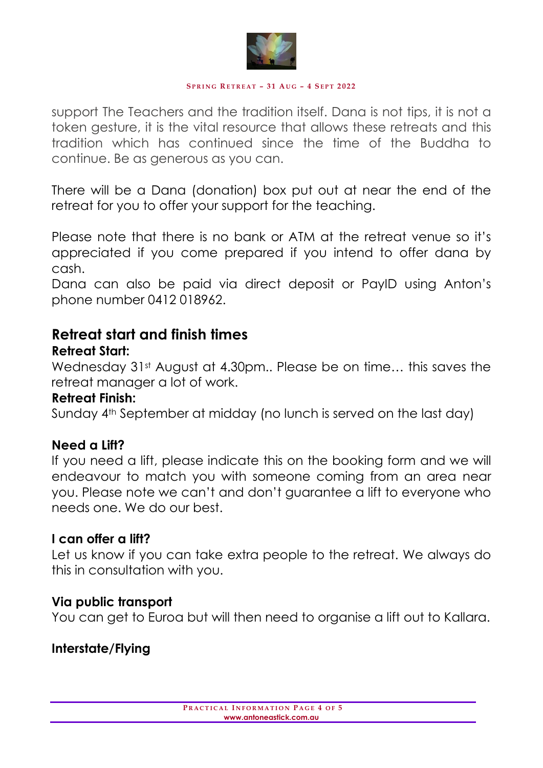support The Teachers and the tradition itself. Dana is not tips, it is not a token gesture, it is the vital resource that allows these retreats and this tradition which has continued since the time of the Buddha to continue. Be as generous as you can.

There will be a Dana (donation) box put out at near the end of the retreat for you to offer your support for the teaching.

Please note that there is no bank or ATM at the retreat venue so it's appreciated if you come prepared if you intend to offer dana by cash.
Dana can also be paid via direct deposit or PayID using Anton's phone number 0412 018962.

## Retreat start and finish times

**Retreat Start:**

Wednesday 31st August at 4.30pm.. Please be on time… this saves the retreat manager a lot of work.

**Retreat Finish:**

Sunday 4th September at midday (no lunch is served on the last day)

### Need a Lift?

If you need a lift, please indicate this on the booking form and we will endeavour to match you with someone coming from an area near you. Please note we can't and don't guarantee a lift to everyone who needs one. We do our best.

### I can offer a lift?

Let us know if you can take extra people to the retreat. We always do this in consultation with you.

### Via public transport

You can get to Euroa but will then need to organise a lift out to Kallara.

### Interstate/Flying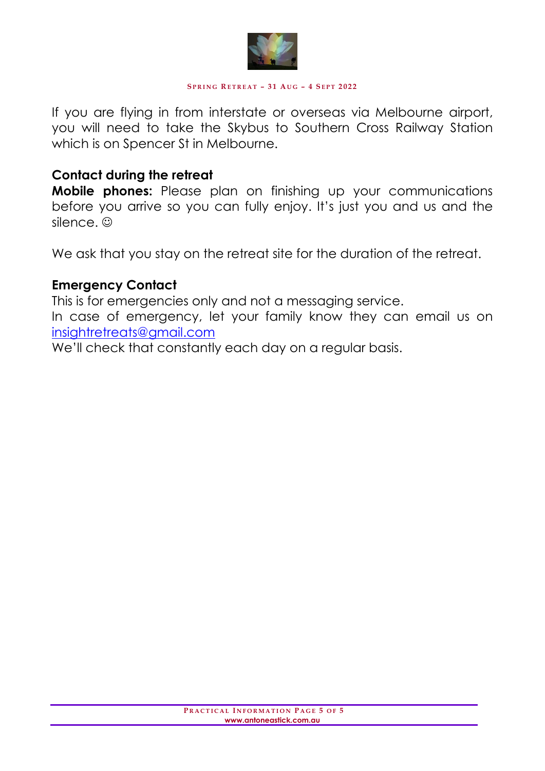If you are flying in from interstate or overseas via Melbourne airport, you will need to take the Skybus to Southern Cross Railway Station which is on Spencer St in Melbourne.

### Contact during the retreat

**Mobile phones:** Please plan on finishing up your communications before you arrive so you can fully enjoy. It's just you and us and the silence. ☺

We ask that you stay on the retreat site for the duration of the retreat.

### Emergency Contact

This is for emergencies only and not a messaging service.
In case of emergency, let your family know they can email us on insightretreats@gmail.com
We'll check that constantly each day on a regular basis.